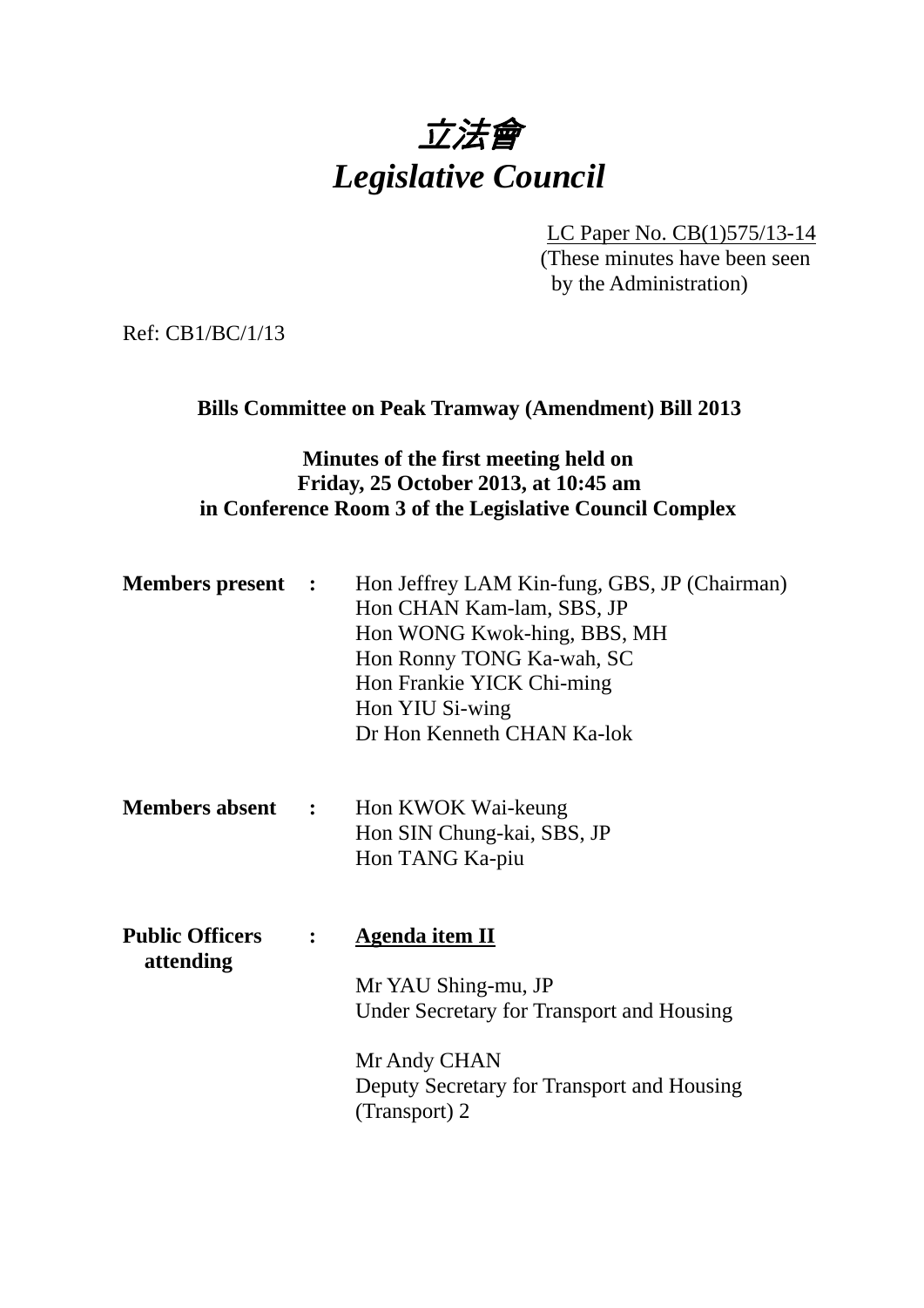# 立法會
# *Legislative Council*

LC Paper No. CB(1)575/13-14
(These minutes have been seen by the Administration)

Ref: CB1/BC/1/13

**Bills Committee on Peak Tramway (Amendment) Bill 2013**

**Minutes of the first meeting held on Friday, 25 October 2013, at 10:45 am in Conference Room 3 of the Legislative Council Complex**

**Members present :**
Hon Jeffrey LAM Kin-fung, GBS, JP (Chairman)
Hon CHAN Kam-lam, SBS, JP
Hon WONG Kwok-hing, BBS, MH
Hon Ronny TONG Ka-wah, SC
Hon Frankie YICK Chi-ming
Hon YIU Si-wing
Dr Hon Kenneth CHAN Ka-lok

**Members absent :**
Hon KWOK Wai-keung
Hon SIN Chung-kai, SBS, JP
Hon TANG Ka-piu

**Public Officers attending :**

**Agenda item II**

Mr YAU Shing-mu, JP
Under Secretary for Transport and Housing

Mr Andy CHAN
Deputy Secretary for Transport and Housing (Transport) 2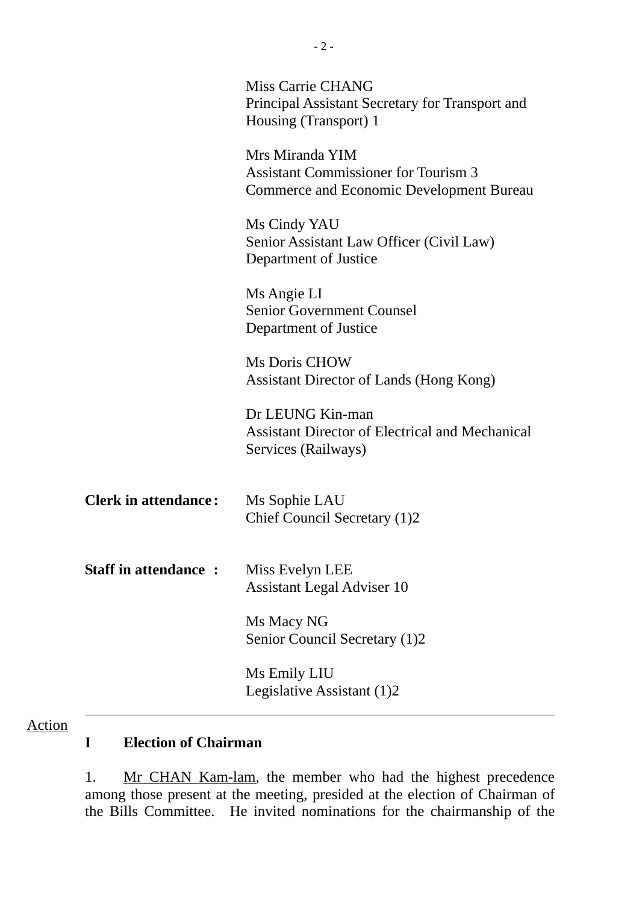Miss Carrie CHANG
Principal Assistant Secretary for Transport and Housing (Transport) 1

Mrs Miranda YIM
Assistant Commissioner for Tourism 3
Commerce and Economic Development Bureau

Ms Cindy YAU
Senior Assistant Law Officer (Civil Law)
Department of Justice

Ms Angie LI
Senior Government Counsel
Department of Justice

Ms Doris CHOW
Assistant Director of Lands (Hong Kong)

Dr LEUNG Kin-man
Assistant Director of Electrical and Mechanical Services (Railways)

**Clerk in attendance:** Ms Sophie LAU
Chief Council Secretary (1)2

**Staff in attendance :** Miss Evelyn LEE
Assistant Legal Adviser 10

Ms Macy NG
Senior Council Secretary (1)2

Ms Emily LIU
Legislative Assistant (1)2

---

Action

**I Election of Chairman**

1. Mr CHAN Kam-lam, the member who had the highest precedence among those present at the meeting, presided at the election of Chairman of the Bills Committee. He invited nominations for the chairmanship of the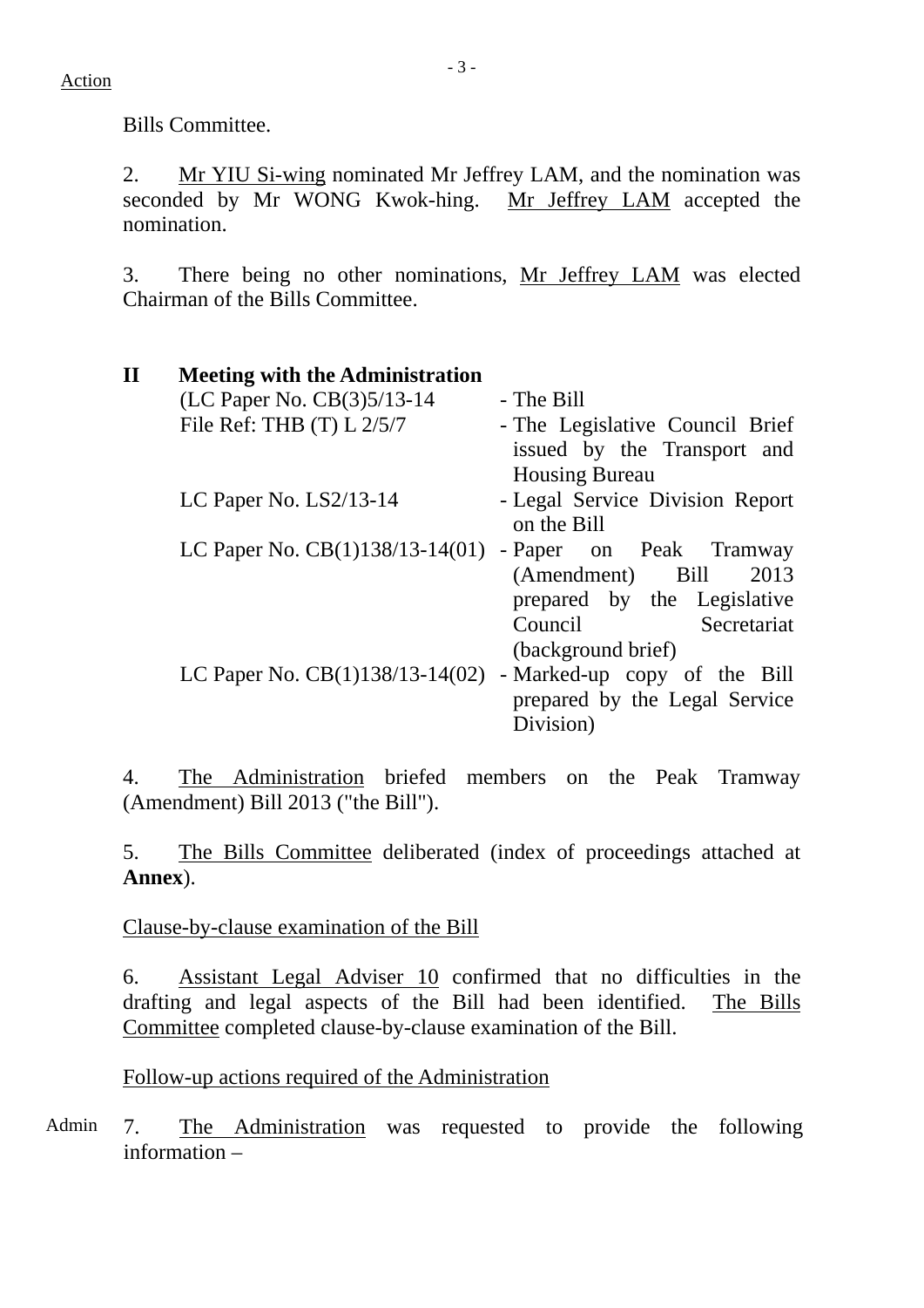Action

Bills Committee.

2. Mr YIU Si-wing nominated Mr Jeffrey LAM, and the nomination was seconded by Mr WONG Kwok-hing. Mr Jeffrey LAM accepted the nomination.

3. There being no other nominations, Mr Jeffrey LAM was elected Chairman of the Bills Committee.

**II Meeting with the Administration**

| | |
|---|---|
| (LC Paper No. CB(3)5/13-14 | - The Bill |
| File Ref: THB (T) L 2/5/7 | - The Legislative Council Brief issued by the Transport and Housing Bureau |
| LC Paper No. LS2/13-14 | - Legal Service Division Report on the Bill |
| LC Paper No. CB(1)138/13-14(01) | - Paper on Peak Tramway (Amendment) Bill 2013 prepared by the Legislative Council Secretariat (background brief) |
| LC Paper No. CB(1)138/13-14(02) | - Marked-up copy of the Bill prepared by the Legal Service Division) |

4. The Administration briefed members on the Peak Tramway (Amendment) Bill 2013 ("the Bill").

5. The Bills Committee deliberated (index of proceedings attached at **Annex**).

Clause-by-clause examination of the Bill

6. Assistant Legal Adviser 10 confirmed that no difficulties in the drafting and legal aspects of the Bill had been identified. The Bills Committee completed clause-by-clause examination of the Bill.

Follow-up actions required of the Administration

Admin

7. The Administration was requested to provide the following information –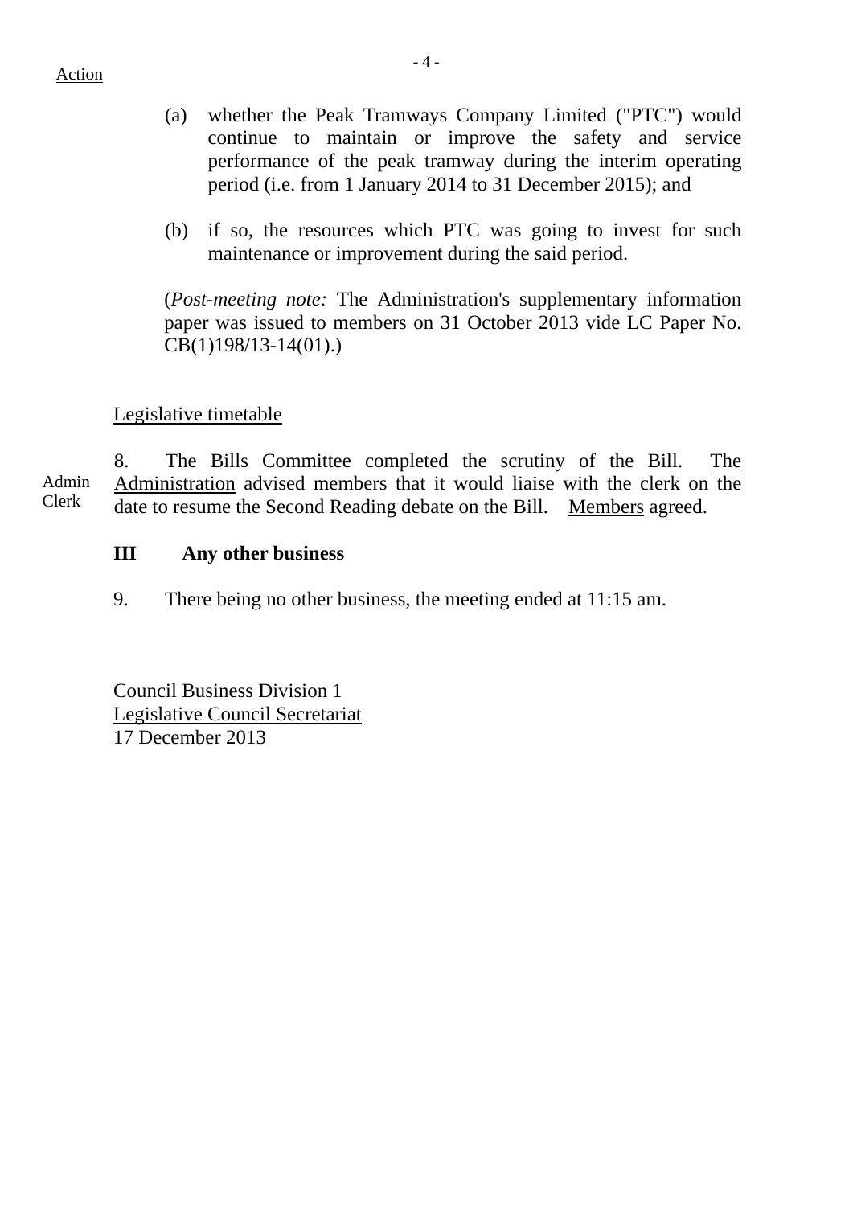Action

(a) whether the Peak Tramways Company Limited ("PTC") would continue to maintain or improve the safety and service performance of the peak tramway during the interim operating period (i.e. from 1 January 2014 to 31 December 2015); and

(b) if so, the resources which PTC was going to invest for such maintenance or improvement during the said period.

(*Post-meeting note:* The Administration's supplementary information paper was issued to members on 31 October 2013 vide LC Paper No. CB(1)198/13-14(01).)

Legislative timetable

Admin
Clerk

8. The Bills Committee completed the scrutiny of the Bill. The Administration advised members that it would liaise with the clerk on the date to resume the Second Reading debate on the Bill. Members agreed.

**III Any other business**

9. There being no other business, the meeting ended at 11:15 am.

Council Business Division 1
Legislative Council Secretariat
17 December 2013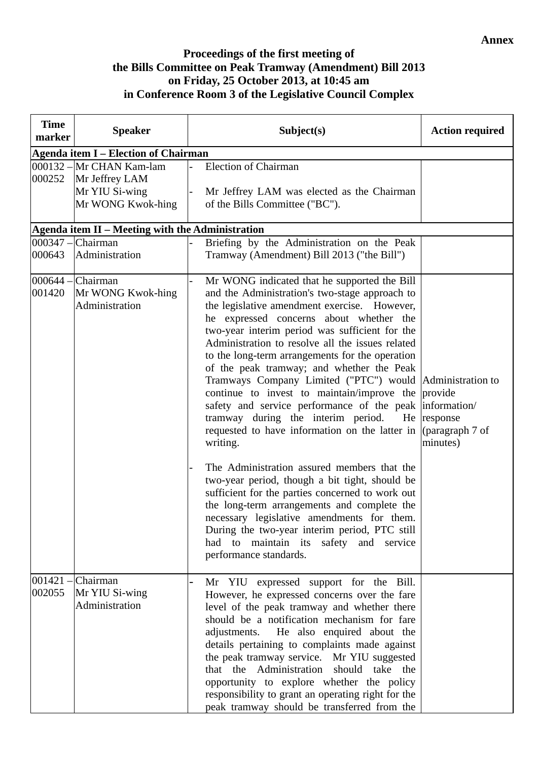**Annex**

# Proceedings of the first meeting of the Bills Committee on Peak Tramway (Amendment) Bill 2013 on Friday, 25 October 2013, at 10:45 am in Conference Room 3 of the Legislative Council Complex

| Time marker | Speaker | Subject(s) | Action required |
|---|---|---|---|
| **Agenda item I – Election of Chairman** | | | |
| 000132 – 000252 | Mr CHAN Kam-lam<br>Mr Jeffrey LAM<br>Mr YIU Si-wing<br>Mr WONG Kwok-hing | - Election of Chairman<br><br>- Mr Jeffrey LAM was elected as the Chairman of the Bills Committee ("BC"). | |
| **Agenda item II – Meeting with the Administration** | | | |
| 000347 – 000643 | Chairman<br>Administration | - Briefing by the Administration on the Peak Tramway (Amendment) Bill 2013 ("the Bill") | |
| 000644 – 001420 | Chairman<br>Mr WONG Kwok-hing<br>Administration | - Mr WONG indicated that he supported the Bill and the Administration's two-stage approach to the legislative amendment exercise. However, he expressed concerns about whether the two-year interim period was sufficient for the Administration to resolve all the issues related to the long-term arrangements for the operation of the peak tramway; and whether the Peak Tramways Company Limited ("PTC") would continue to invest to maintain/improve the safety and service performance of the peak tramway during the interim period. He requested to have information on the latter in writing.<br><br>- The Administration assured members that the two-year period, though a bit tight, should be sufficient for the parties concerned to work out the long-term arrangements and complete the necessary legislative amendments for them. During the two-year interim period, PTC still had to maintain its safety and service performance standards. | Administration to provide information/ response (paragraph 7 of minutes) |
| 001421 – 002055 | Chairman<br>Mr YIU Si-wing<br>Administration | - Mr YIU expressed support for the Bill. However, he expressed concerns over the fare level of the peak tramway and whether there should be a notification mechanism for fare adjustments. He also enquired about the details pertaining to complaints made against the peak tramway service. Mr YIU suggested that the Administration should take the opportunity to explore whether the policy responsibility to grant an operating right for the peak tramway should be transferred from the | |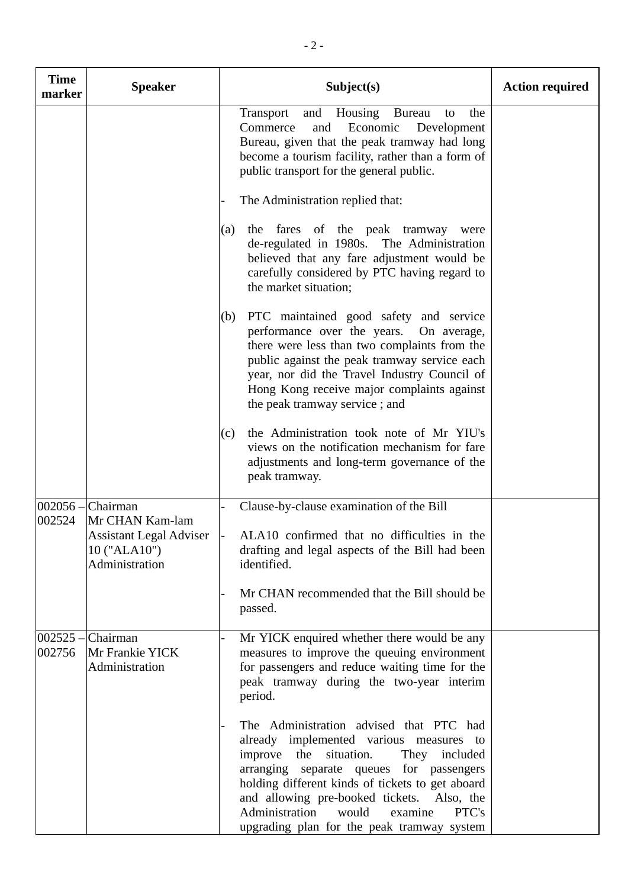| Time marker | Speaker | Subject(s) | Action required |
| --- | --- | --- | --- |
| | | Transport and Housing Bureau to the Commerce and Economic Development Bureau, given that the peak tramway had long become a tourism facility, rather than a form of public transport for the general public.<br><br>- The Administration replied that:<br><br>(a) the fares of the peak tramway were de-regulated in 1980s. The Administration believed that any fare adjustment would be carefully considered by PTC having regard to the market situation;<br><br>(b) PTC maintained good safety and service performance over the years. On average, there were less than two complaints from the public against the peak tramway service each year, nor did the Travel Industry Council of Hong Kong receive major complaints against the peak tramway service ; and<br><br>(c) the Administration took note of Mr YIU's views on the notification mechanism for fare adjustments and long-term governance of the peak tramway. | |
| 002056 – 002524 | Chairman<br>Mr CHAN Kam-lam<br>Assistant Legal Adviser 10 ("ALA10")<br>Administration | - Clause-by-clause examination of the Bill<br><br>- ALA10 confirmed that no difficulties in the drafting and legal aspects of the Bill had been identified.<br><br>- Mr CHAN recommended that the Bill should be passed. | |
| 002525 – 002756 | Chairman<br>Mr Frankie YICK<br>Administration | - Mr YICK enquired whether there would be any measures to improve the queuing environment for passengers and reduce waiting time for the peak tramway during the two-year interim period.<br><br>- The Administration advised that PTC had already implemented various measures to improve the situation. They included arranging separate queues for passengers holding different kinds of tickets to get aboard and allowing pre-booked tickets. Also, the Administration would examine PTC's upgrading plan for the peak tramway system | |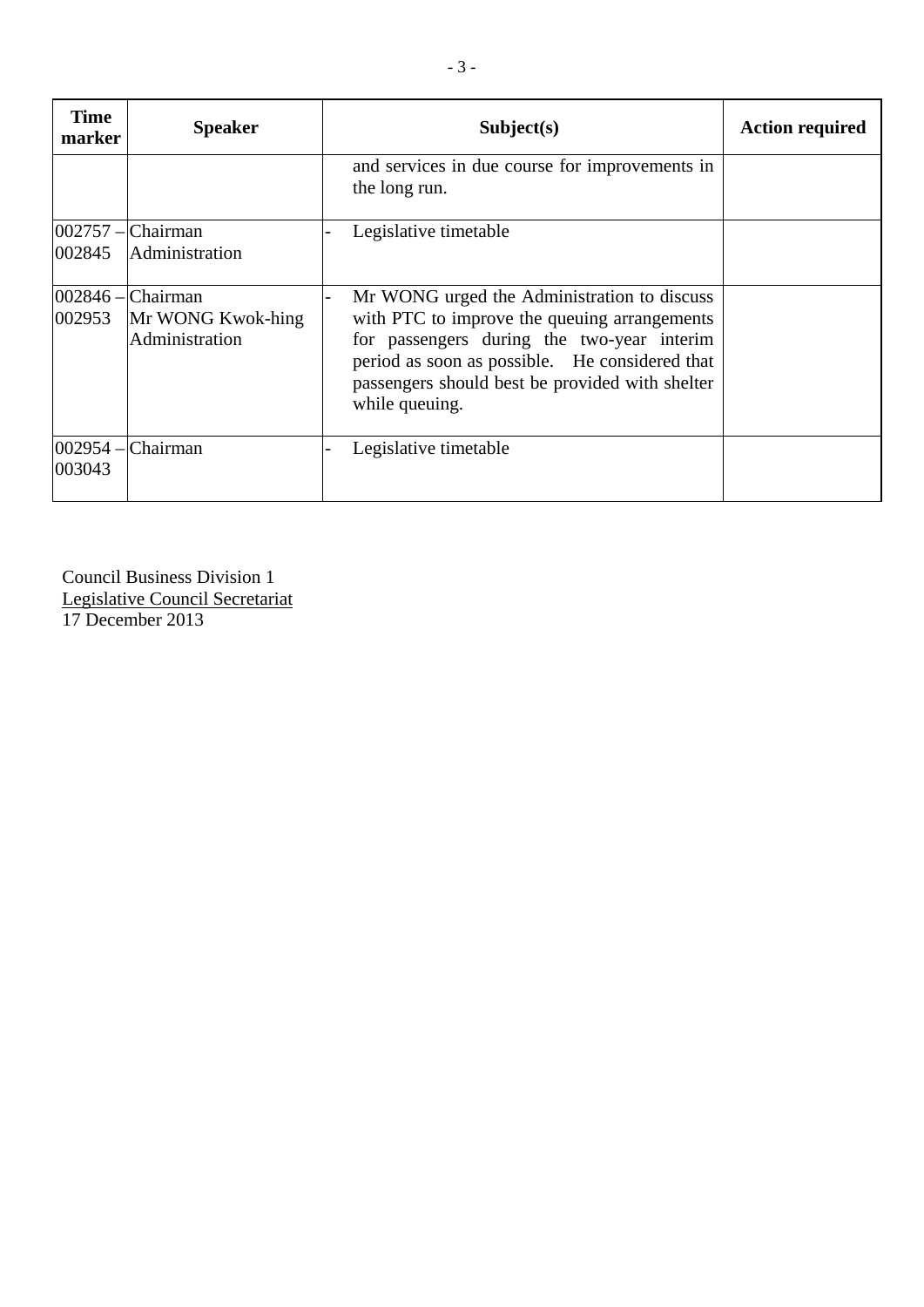| Time marker | Speaker | Subject(s) | Action required |
|---|---|---|---|
| | | and services in due course for improvements in the long run. | |
| 002757 – 002845 | Chairman<br>Administration | - Legislative timetable | |
| 002846 – 002953 | Chairman<br>Mr WONG Kwok-hing<br>Administration | - Mr WONG urged the Administration to discuss with PTC to improve the queuing arrangements for passengers during the two-year interim period as soon as possible. He considered that passengers should best be provided with shelter while queuing. | |
| 002954 – 003043 | Chairman | - Legislative timetable | |

Council Business Division 1
Legislative Council Secretariat
17 December 2013